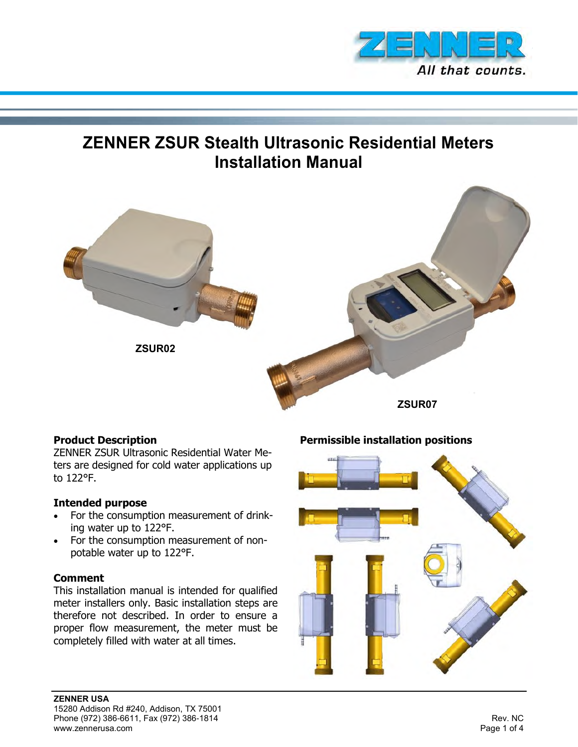# ZENNER ZSUR Stealth Ultrasonic Residential Meters Installation Manual

ZSUR02

ZSUR07

## Product Description

ZENNER ZSUR Ultrasonic Residential Water Meters are designed for cold water applications up to 122°F.

## Intended purpose

- For the consumption measurement of drinking water up to 122°F.
- For the consumption measurement of non-potable water up to 122°F.

## Comment

This installation manual is intended for qualified meter installers only. Basic installation steps are therefore not described. In order to ensure a proper flow measurement, the meter must be completely filled with water at all times.

## Permissible installation positions

**ZENNER USA**
15280 Addison Rd #240, Addison, TX 75001
Phone (972) 386-6611, Fax (972) 386-1814
www.zennerusa.com

Rev. NC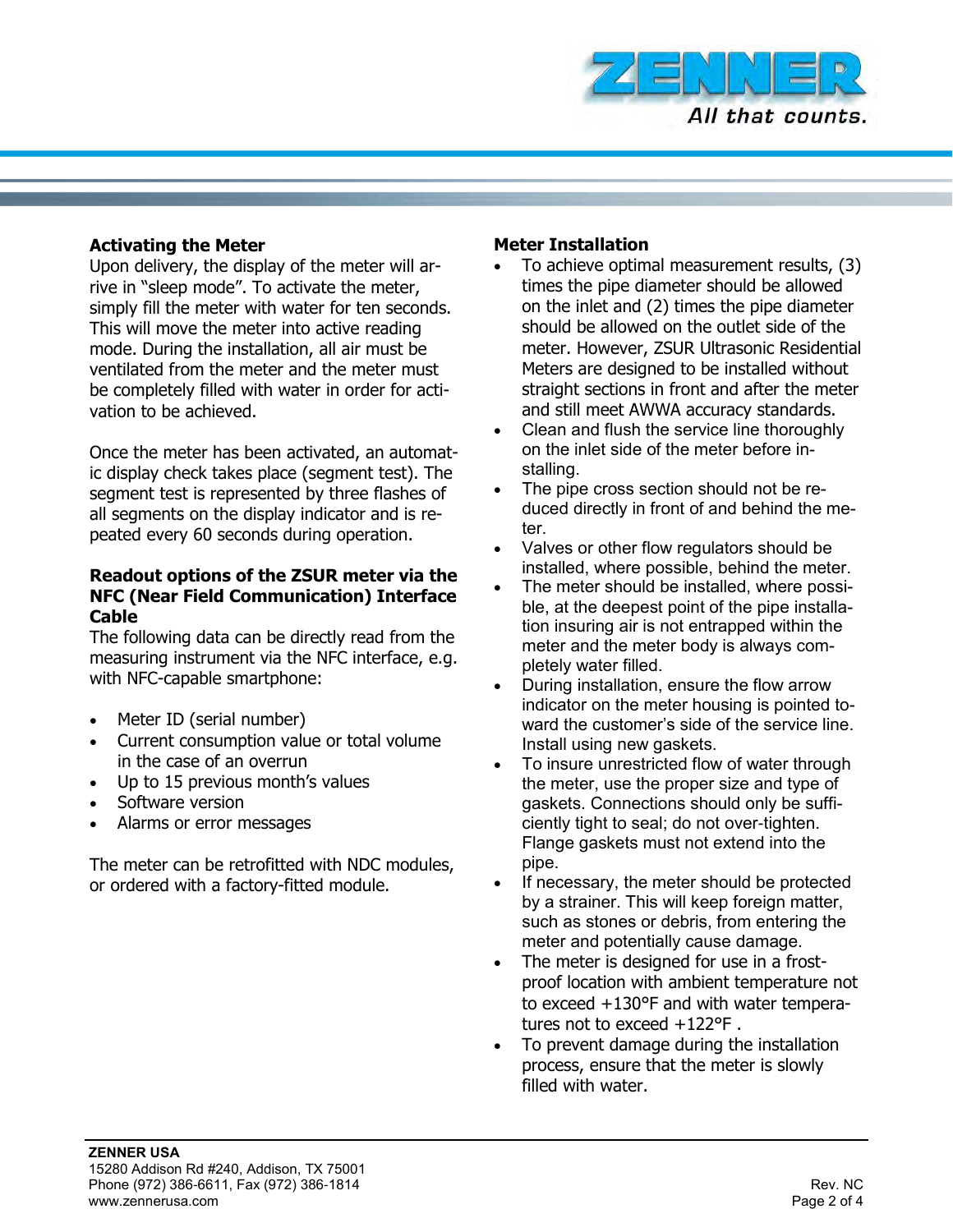## Activating the Meter

Upon delivery, the display of the meter will arrive in "sleep mode". To activate the meter, simply fill the meter with water for ten seconds. This will move the meter into active reading mode. During the installation, all air must be ventilated from the meter and the meter must be completely filled with water in order for activation to be achieved.

Once the meter has been activated, an automatic display check takes place (segment test). The segment test is represented by three flashes of all segments on the display indicator and is repeated every 60 seconds during operation.

## Readout options of the ZSUR meter via the NFC (Near Field Communication) Interface Cable

The following data can be directly read from the measuring instrument via the NFC interface, e.g. with NFC-capable smartphone:

- Meter ID (serial number)
- Current consumption value or total volume in the case of an overrun
- Up to 15 previous month's values
- Software version
- Alarms or error messages

The meter can be retrofitted with NDC modules, or ordered with a factory-fitted module.

## Meter Installation

- To achieve optimal measurement results, (3) times the pipe diameter should be allowed on the inlet and (2) times the pipe diameter should be allowed on the outlet side of the meter. However, ZSUR Ultrasonic Residential Meters are designed to be installed without straight sections in front and after the meter and still meet AWWA accuracy standards.
- Clean and flush the service line thoroughly on the inlet side of the meter before installing.
- The pipe cross section should not be reduced directly in front of and behind the meter.
- Valves or other flow regulators should be installed, where possible, behind the meter.
- The meter should be installed, where possible, at the deepest point of the pipe installation insuring air is not entrapped within the meter and the meter body is always completely water filled.
- During installation, ensure the flow arrow indicator on the meter housing is pointed toward the customer's side of the service line. Install using new gaskets.
- To insure unrestricted flow of water through the meter, use the proper size and type of gaskets. Connections should only be sufficiently tight to seal; do not over-tighten. Flange gaskets must not extend into the pipe.
- If necessary, the meter should be protected by a strainer. This will keep foreign matter, such as stones or debris, from entering the meter and potentially cause damage.
- The meter is designed for use in a frost-proof location with ambient temperature not to exceed +130°F and with water temperatures not to exceed +122°F .
- To prevent damage during the installation process, ensure that the meter is slowly filled with water.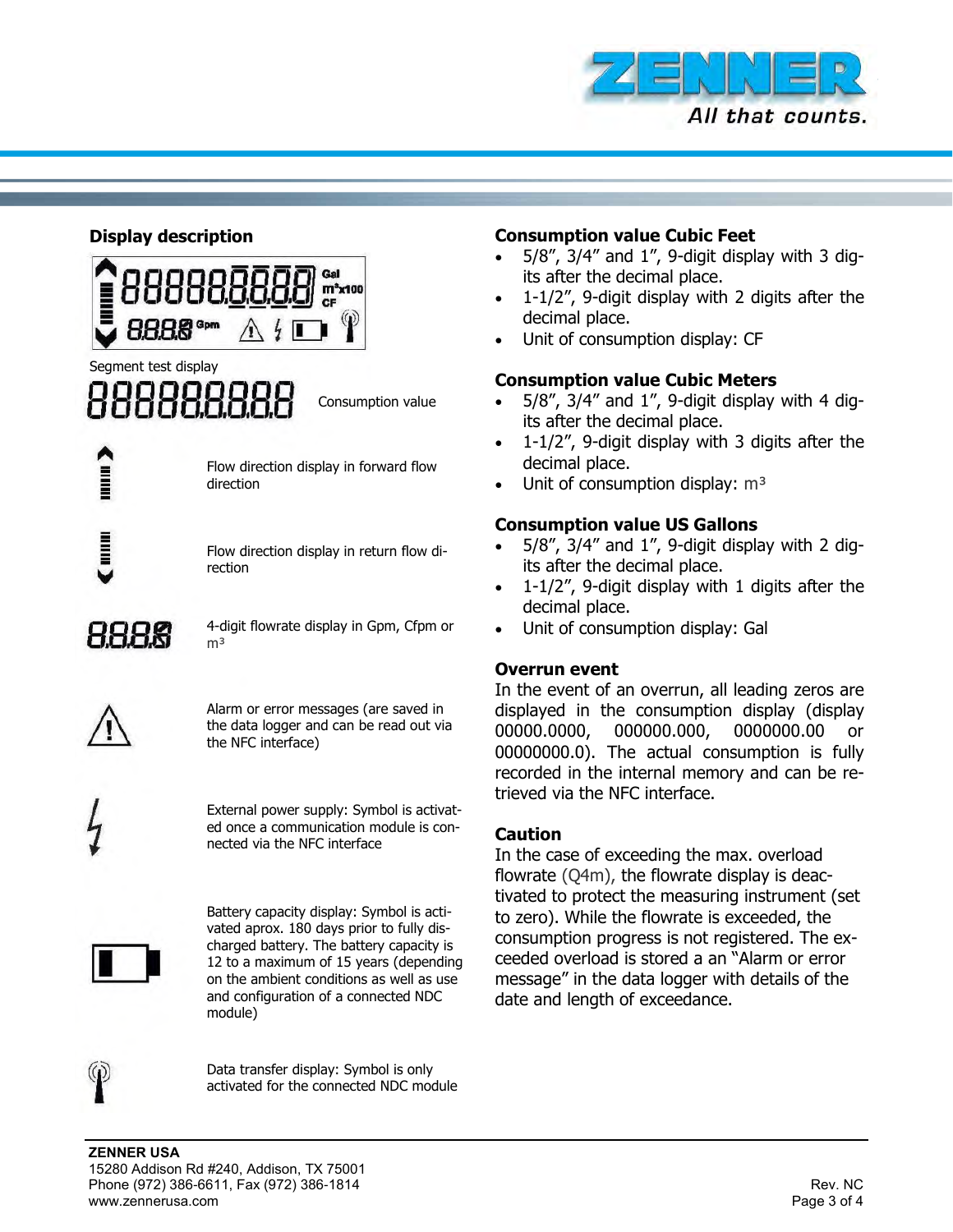## Display description

Segment test display

| Symbol | Description |
|---|---|
| 888888888 | Consumption value |
| | Flow direction display in forward flow direction |
| | Flow direction display in return flow direction |
| 8888 | 4-digit flowrate display in Gpm, Cfpm or m³ |
| | Alarm or error messages (are saved in the data logger and can be read out via the NFC interface) |
| | External power supply: Symbol is activated once a communication module is connected via the NFC interface |
| | Battery capacity display: Symbol is activated aprox. 180 days prior to fully discharged battery. The battery capacity is 12 to a maximum of 15 years (depending on the ambient conditions as well as use and configuration of a connected NDC module) |
| | Data transfer display: Symbol is only activated for the connected NDC module |

## Consumption value Cubic Feet

- 5/8”, 3/4” and 1”, 9-digit display with 3 digits after the decimal place.
- 1-1/2”, 9-digit display with 2 digits after the decimal place.
- Unit of consumption display: CF

## Consumption value Cubic Meters

- 5/8”, 3/4” and 1”, 9-digit display with 4 digits after the decimal place.
- 1-1/2”, 9-digit display with 3 digits after the decimal place.
- Unit of consumption display: m³

## Consumption value US Gallons

- 5/8”, 3/4” and 1”, 9-digit display with 2 digits after the decimal place.
- 1-1/2”, 9-digit display with 1 digits after the decimal place.
- Unit of consumption display: Gal

## Overrun event

In the event of an overrun, all leading zeros are displayed in the consumption display (display 00000.0000, 000000.000, 0000000.00 or 00000000.0). The actual consumption is fully recorded in the internal memory and can be retrieved via the NFC interface.

## Caution

In the case of exceeding the max. overload flowrate (Q4m), the flowrate display is deactivated to protect the measuring instrument (set to zero). While the flowrate is exceeded, the consumption progress is not registered. The exceeded overload is stored a an “Alarm or error message” in the data logger with details of the date and length of exceedance.

**ZENNER USA**
15280 Addison Rd #240, Addison, TX 75001
Phone (972) 386-6611, Fax (972) 386-1814
www.zennerusa.com

Rev. NC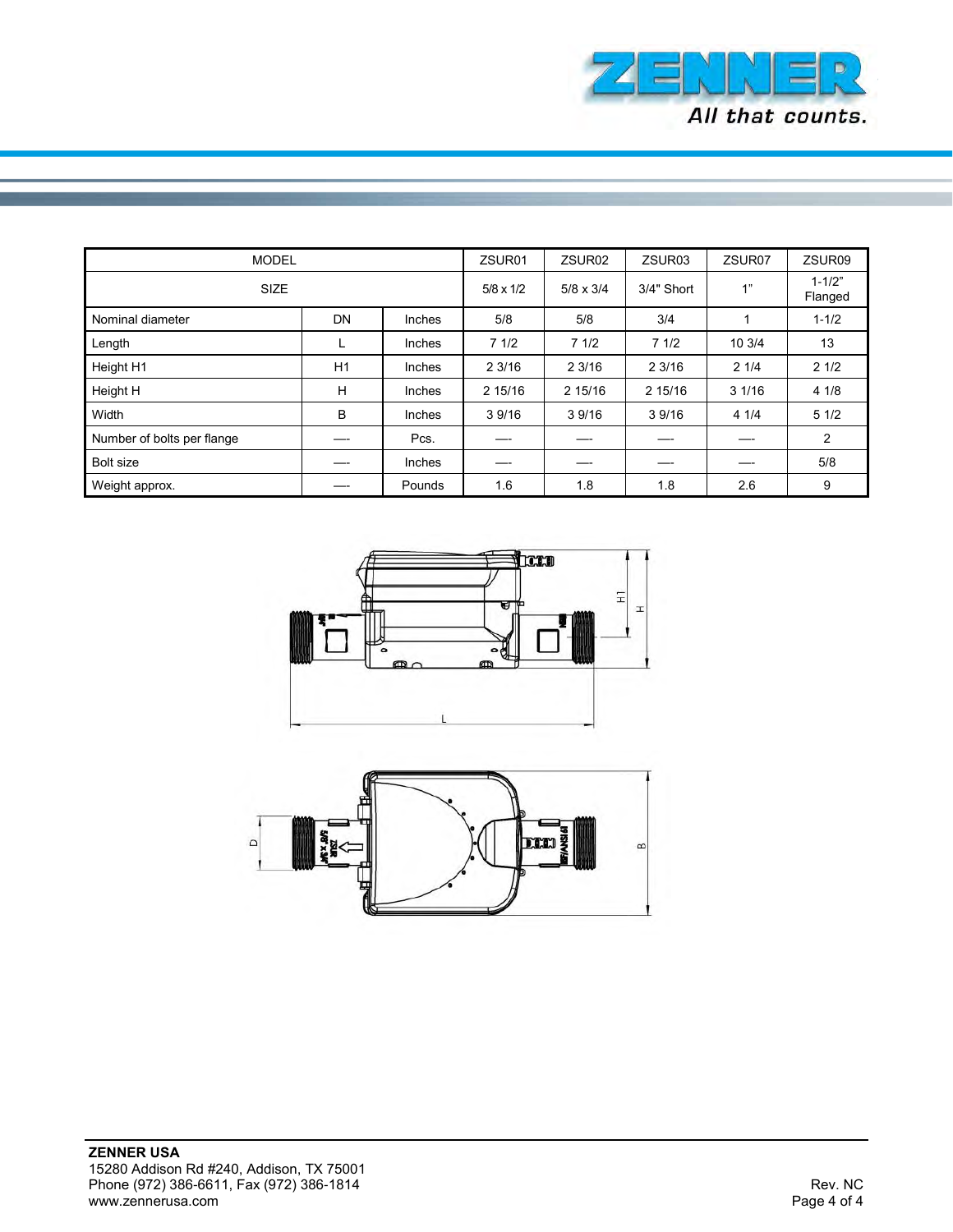| MODEL | | | ZSUR01 | ZSUR02 | ZSUR03 | ZSUR07 | ZSUR09 |
|---|---|---|---|---|---|---|---|
| SIZE | | | 5/8 x 1/2 | 5/8 x 3/4 | 3/4" Short | 1" | 1-1/2" Flanged |
| Nominal diameter | DN | Inches | 5/8 | 5/8 | 3/4 | 1 | 1-1/2 |
| Length | L | Inches | 7 1/2 | 7 1/2 | 7 1/2 | 10 3/4 | 13 |
| Height H1 | H1 | Inches | 2 3/16 | 2 3/16 | 2 3/16 | 2 1/4 | 2 1/2 |
| Height H | H | Inches | 2 15/16 | 2 15/16 | 2 15/16 | 3 1/16 | 4 1/8 |
| Width | B | Inches | 3 9/16 | 3 9/16 | 3 9/16 | 4 1/4 | 5 1/2 |
| Number of bolts per flange | ---- | Pcs. | ---- | ---- | ---- | ---- | 2 |
| Bolt size | ---- | Inches | ---- | ---- | ---- | ---- | 5/8 |
| Weight approx. | ---- | Pounds | 1.6 | 1.8 | 1.8 | 2.6 | 9 |

H1

H

L

D

B

**ZENNER USA**
15280 Addison Rd #240, Addison, TX 75001
Phone (972) 386-6611, Fax (972) 386-1814
www.zennerusa.com

Rev. NC